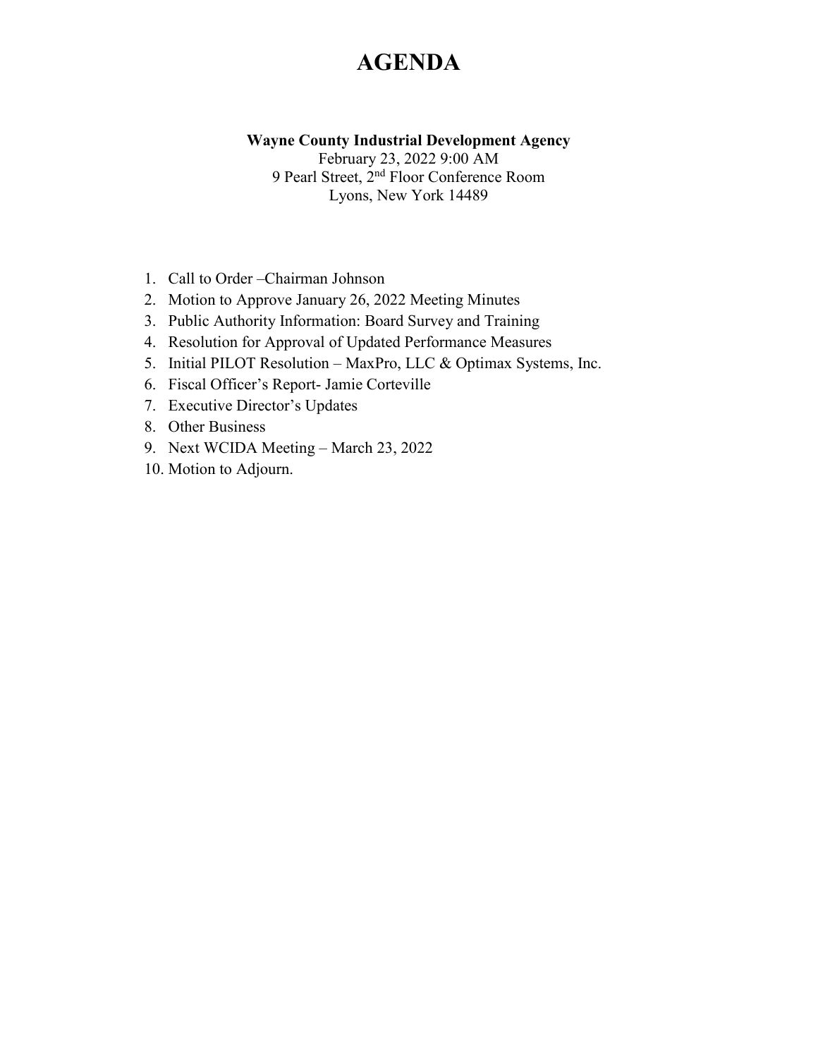# AGENDA

**Wayne County Industrial Development Agency**
February 23, 2022 9:00 AM
9 Pearl Street, 2nd Floor Conference Room
Lyons, New York 14489

1. Call to Order –Chairman Johnson
2. Motion to Approve January 26, 2022 Meeting Minutes
3. Public Authority Information: Board Survey and Training
4. Resolution for Approval of Updated Performance Measures
5. Initial PILOT Resolution – MaxPro, LLC & Optimax Systems, Inc.
6. Fiscal Officer's Report- Jamie Corteville
7. Executive Director's Updates
8. Other Business
9. Next WCIDA Meeting – March 23, 2022
10. Motion to Adjourn.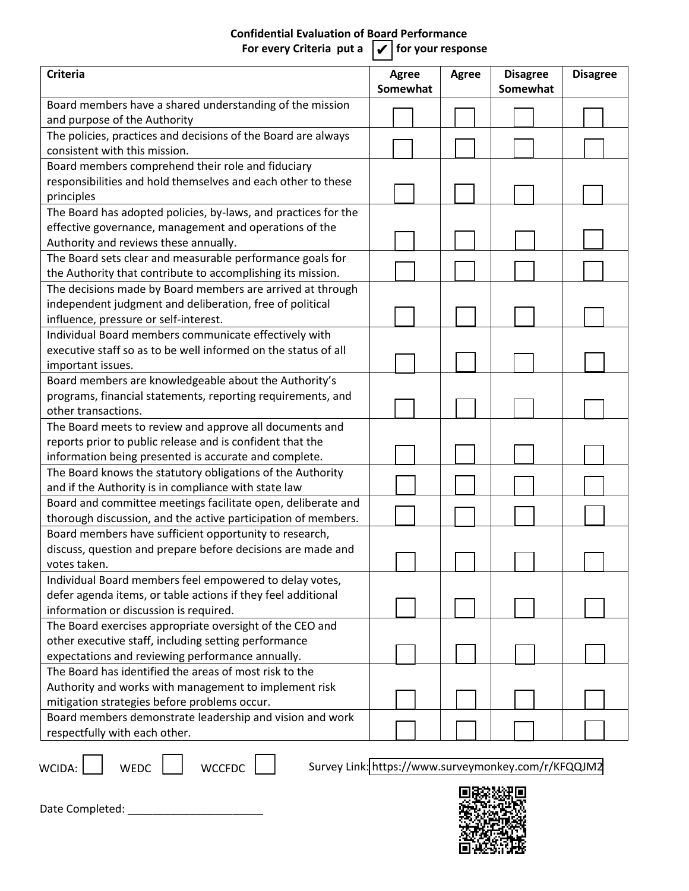**Confidential Evaluation of Board Performance**
**For every Criteria put a ✔ for your response**

| Criteria | Agree Somewhat | Agree | Disagree Somewhat | Disagree |
|---|---|---|---|---|
| Board members have a shared understanding of the mission and purpose of the Authority | ☐ | ☐ | ☐ | ☐ |
| The policies, practices and decisions of the Board are always consistent with this mission. | ☐ | ☐ | ☐ | ☐ |
| Board members comprehend their role and fiduciary responsibilities and hold themselves and each other to these principles | ☐ | ☐ | ☐ | ☐ |
| The Board has adopted policies, by-laws, and practices for the effective governance, management and operations of the Authority and reviews these annually. | ☐ | ☐ | ☐ | ☐ |
| The Board sets clear and measurable performance goals for the Authority that contribute to accomplishing its mission. | ☐ | ☐ | ☐ | ☐ |
| The decisions made by Board members are arrived at through independent judgment and deliberation, free of political influence, pressure or self-interest. | ☐ | ☐ | ☐ | ☐ |
| Individual Board members communicate effectively with executive staff so as to be well informed on the status of all important issues. | ☐ | ☐ | ☐ | ☐ |
| Board members are knowledgeable about the Authority's programs, financial statements, reporting requirements, and other transactions. | ☐ | ☐ | ☐ | ☐ |
| The Board meets to review and approve all documents and reports prior to public release and is confident that the information being presented is accurate and complete. | ☐ | ☐ | ☐ | ☐ |
| The Board knows the statutory obligations of the Authority and if the Authority is in compliance with state law | ☐ | ☐ | ☐ | ☐ |
| Board and committee meetings facilitate open, deliberate and thorough discussion, and the active participation of members. | ☐ | ☐ | ☐ | ☐ |
| Board members have sufficient opportunity to research, discuss, question and prepare before decisions are made and votes taken. | ☐ | ☐ | ☐ | ☐ |
| Individual Board members feel empowered to delay votes, defer agenda items, or table actions if they feel additional information or discussion is required. | ☐ | ☐ | ☐ | ☐ |
| The Board exercises appropriate oversight of the CEO and other executive staff, including setting performance expectations and reviewing performance annually. | ☐ | ☐ | ☐ | ☐ |
| The Board has identified the areas of most risk to the Authority and works with management to implement risk mitigation strategies before problems occur. | ☐ | ☐ | ☐ | ☐ |
| Board members demonstrate leadership and vision and work respectfully with each other. | ☐ | ☐ | ☐ | ☐ |

WCIDA: ☐ WEDC ☐ WCCFDC ☐

Survey Link: https://www.surveymonkey.com/r/KFQQJM2

Date Completed: ______________________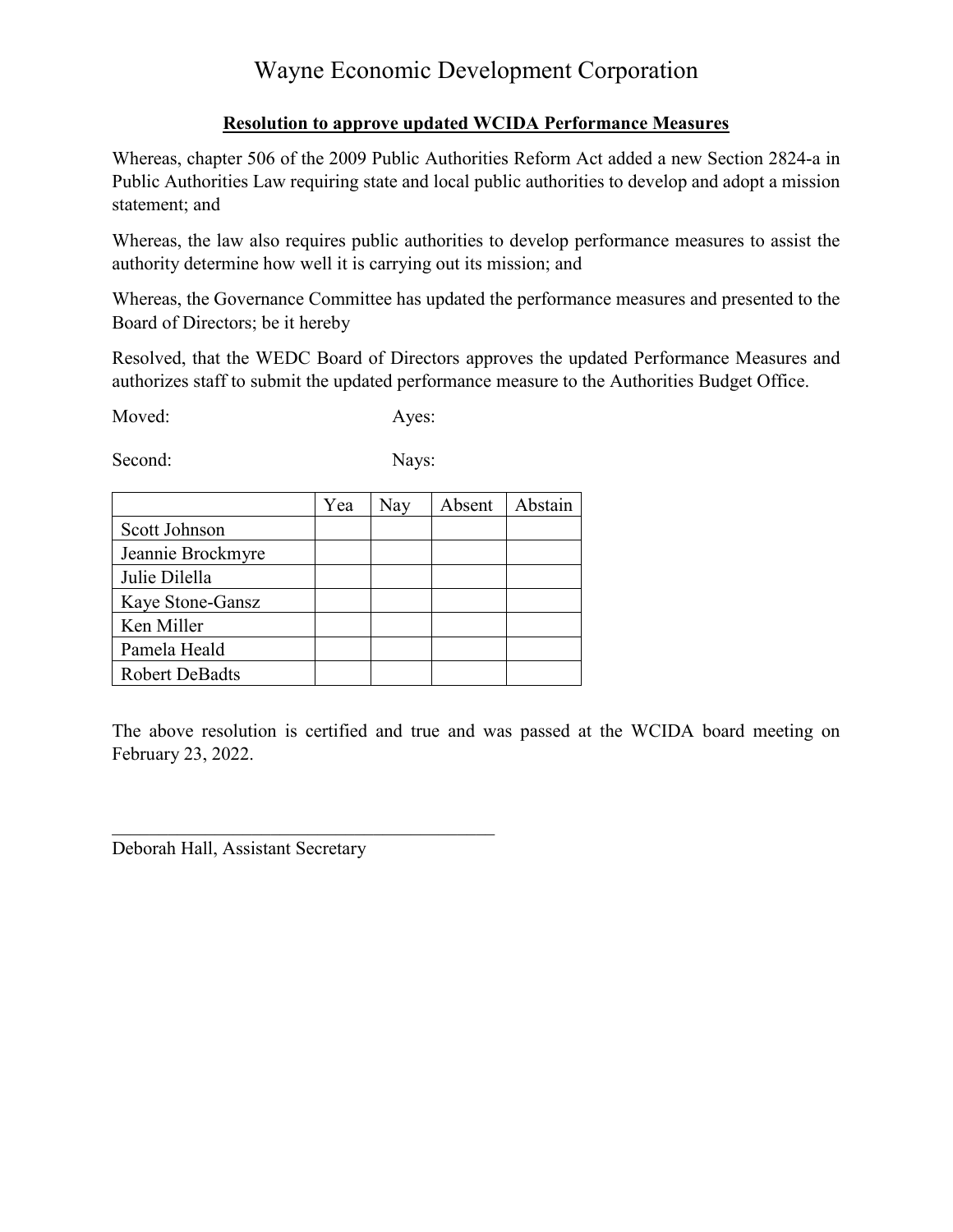# Wayne Economic Development Corporation

**Resolution to approve updated WCIDA Performance Measures**

Whereas, chapter 506 of the 2009 Public Authorities Reform Act added a new Section 2824-a in Public Authorities Law requiring state and local public authorities to develop and adopt a mission statement; and

Whereas, the law also requires public authorities to develop performance measures to assist the authority determine how well it is carrying out its mission; and

Whereas, the Governance Committee has updated the performance measures and presented to the Board of Directors; be it hereby

Resolved, that the WEDC Board of Directors approves the updated Performance Measures and authorizes staff to submit the updated performance measure to the Authorities Budget Office.

Moved: Ayes:

Second: Nays:

| | Yea | Nay | Absent | Abstain |
|---|---|---|---|---|
| Scott Johnson | | | | |
| Jeannie Brockmyre | | | | |
| Julie Dilella | | | | |
| Kaye Stone-Gansz | | | | |
| Ken Miller | | | | |
| Pamela Heald | | | | |
| Robert DeBadts | | | | |

The above resolution is certified and true and was passed at the WCIDA board meeting on February 23, 2022.

______________________________________

Deborah Hall, Assistant Secretary